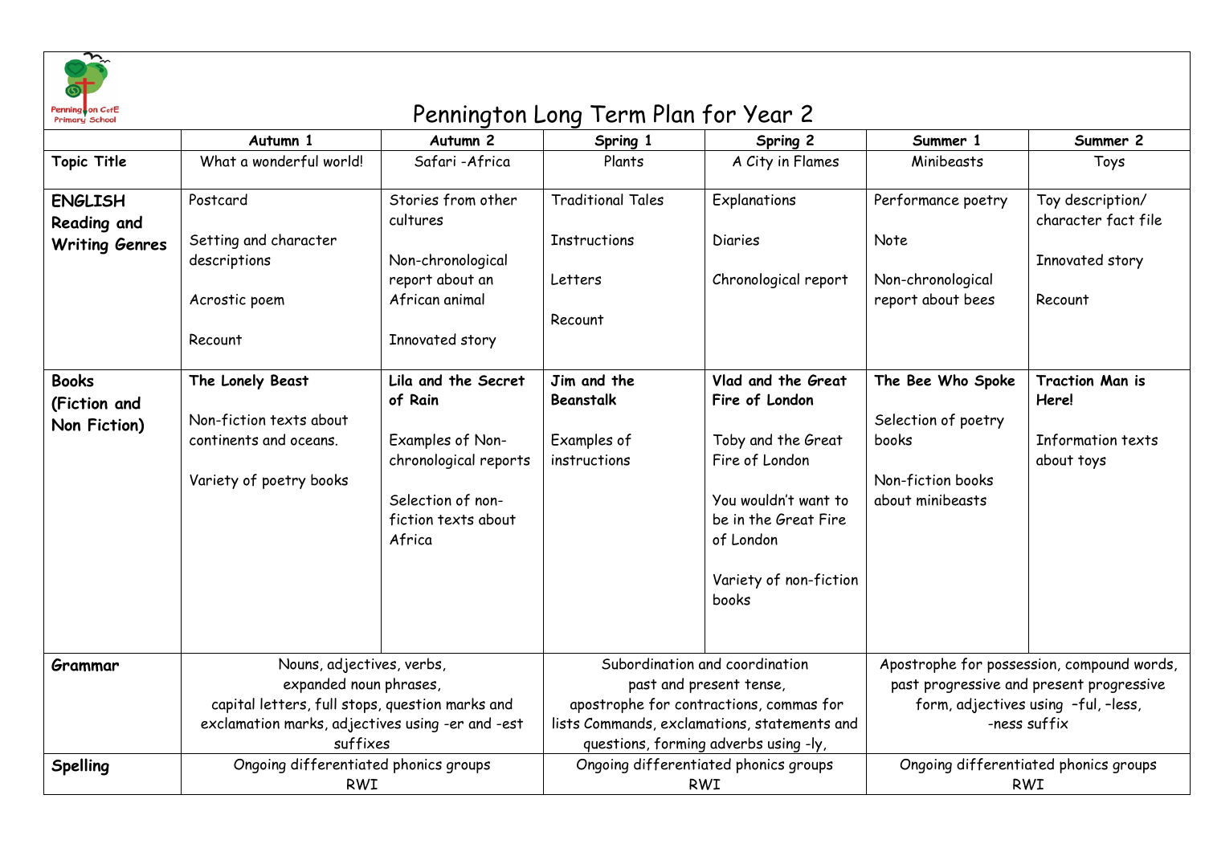# Pennington Long Term Plan for Year 2

| | Autumn 1 | Autumn 2 | Spring 1 | Spring 2 | Summer 1 | Summer 2 |
|---|---|---|---|---|---|---|
| **Topic Title** | What a wonderful world! | Safari -Africa | Plants | A City in Flames | Minibeasts | Toys |
| **ENGLISH Reading and Writing Genres** | Postcard<br><br>Setting and character descriptions<br><br>Acrostic poem<br><br>Recount | Stories from other cultures<br><br>Non-chronological report about an African animal<br><br>Innovated story | Traditional Tales<br><br>Instructions<br><br>Letters<br><br>Recount | Explanations<br><br>Diaries<br><br>Chronological report | Performance poetry<br><br>Note<br><br>Non-chronological report about bees | Toy description/ character fact file<br><br>Innovated story<br><br>Recount |
| **Books (Fiction and Non Fiction)** | **The Lonely Beast**<br><br>Non-fiction texts about continents and oceans.<br><br>Variety of poetry books | **Lila and the Secret of Rain**<br><br>Examples of Non-chronological reports<br><br>Selection of non-fiction texts about Africa | **Jim and the Beanstalk**<br><br>Examples of instructions | **Vlad and the Great Fire of London**<br><br>Toby and the Great Fire of London<br><br>You wouldn't want to be in the Great Fire of London<br><br>Variety of non-fiction books | **The Bee Who Spoke**<br><br>Selection of poetry books<br><br>Non-fiction books about minibeasts | **Traction Man is Here!**<br><br>Information texts about toys |
| **Grammar** | Nouns, adjectives, verbs, expanded noun phrases, capital letters, full stops, question marks and exclamation marks, adjectives using -er and -est suffixes | | Subordination and coordination past and present tense, apostrophe for contractions, commas for lists Commands, exclamations, statements and questions, forming adverbs using -ly, | | Apostrophe for possession, compound words, past progressive and present progressive form, adjectives using –ful, –less, -ness suffix | |
| **Spelling** | Ongoing differentiated phonics groups RWI | | Ongoing differentiated phonics groups RWI | | Ongoing differentiated phonics groups RWI | |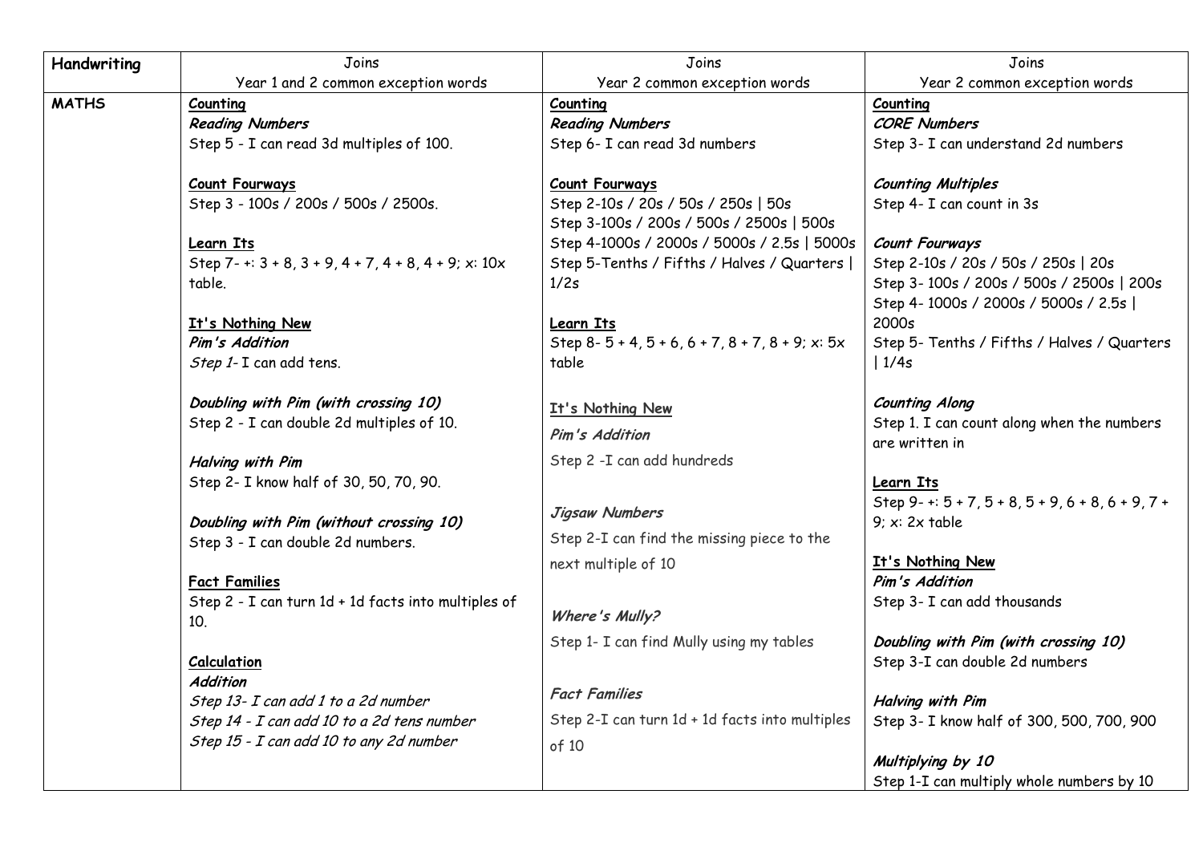| Handwriting | Joins<br>Year 1 and 2 common exception words | Joins<br>Year 2 common exception words | Joins<br>Year 2 common exception words |
|---|---|---|---|
| **MATHS** | <u>**Counting**</u><br>***Reading Numbers***<br>Step 5 - I can read 3d multiples of 100.<br><br><u>**Count Fourways**</u><br>Step 3 - 100s / 200s / 500s / 2500s.<br><br><u>**Learn Its**</u><br>Step 7- +: 3 + 8, 3 + 9, 4 + 7, 4 + 8, 4 + 9; x: 10x table.<br><br><u>**It's Nothing New**</u><br>***Pim's Addition***<br>*Step 1*- I can add tens.<br><br>***Doubling with Pim (with crossing 10)***<br>Step 2 - I can double 2d multiples of 10.<br><br>***Halving with Pim***<br>Step 2- I know half of 30, 50, 70, 90.<br><br>***Doubling with Pim (without crossing 10)***<br>Step 3 - I can double 2d numbers.<br><br><u>**Fact Families**</u><br>Step 2 - I can turn 1d + 1d facts into multiples of 10.<br><br><u>**Calculation**</u><br>***Addition***<br>*Step 13- I can add 1 to a 2d number*<br>*Step 14 - I can add 10 to a 2d tens number*<br>*Step 15 - I can add 10 to any 2d number* | <u>**Counting**</u><br>***Reading Numbers***<br>Step 6- I can read 3d numbers<br><br><u>**Count Fourways**</u><br>Step 2-10s / 20s / 50s / 250s \| 50s<br>Step 3-100s / 200s / 500s / 2500s \| 500s<br>Step 4-1000s / 2000s / 5000s / 2.5s \| 5000s<br>Step 5-Tenths / Fifths / Halves / Quarters \| 1/2s<br><br><u>**Learn Its**</u><br>Step 8- 5 + 4, 5 + 6, 6 + 7, 8 + 7, 8 + 9; x: 5x table<br><br><u>**It's Nothing New**</u><br>***Pim's Addition***<br>Step 2 -I can add hundreds<br><br>***Jigsaw Numbers***<br>Step 2-I can find the missing piece to the next multiple of 10<br><br>***Where's Mully?***<br>Step 1- I can find Mully using my tables<br><br>***Fact Families***<br>Step 2-I can turn 1d + 1d facts into multiples of 10 | <u>**Counting**</u><br>***CORE Numbers***<br>Step 3- I can understand 2d numbers<br><br>***Counting Multiples***<br>Step 4- I can count in 3s<br><br>***Count Fourways***<br>Step 2-10s / 20s / 50s / 250s \| 20s<br>Step 3- 100s / 200s / 500s / 2500s \| 200s<br>Step 4- 1000s / 2000s / 5000s / 2.5s \| 2000s<br>Step 5- Tenths / Fifths / Halves / Quarters \| 1/4s<br><br>***Counting Along***<br>Step 1. I can count along when the numbers are written in<br><br><u>**Learn Its**</u><br>Step 9- +: 5 + 7, 5 + 8, 5 + 9, 6 + 8, 6 + 9, 7 + 9; x: 2x table<br><br><u>**It's Nothing New**</u><br>***Pim's Addition***<br>Step 3- I can add thousands<br><br>***Doubling with Pim (with crossing 10)***<br>Step 3-I can double 2d numbers<br><br>***Halving with Pim***<br>Step 3- I know half of 300, 500, 700, 900<br><br>***Multiplying by 10***<br>Step 1-I can multiply whole numbers by 10 |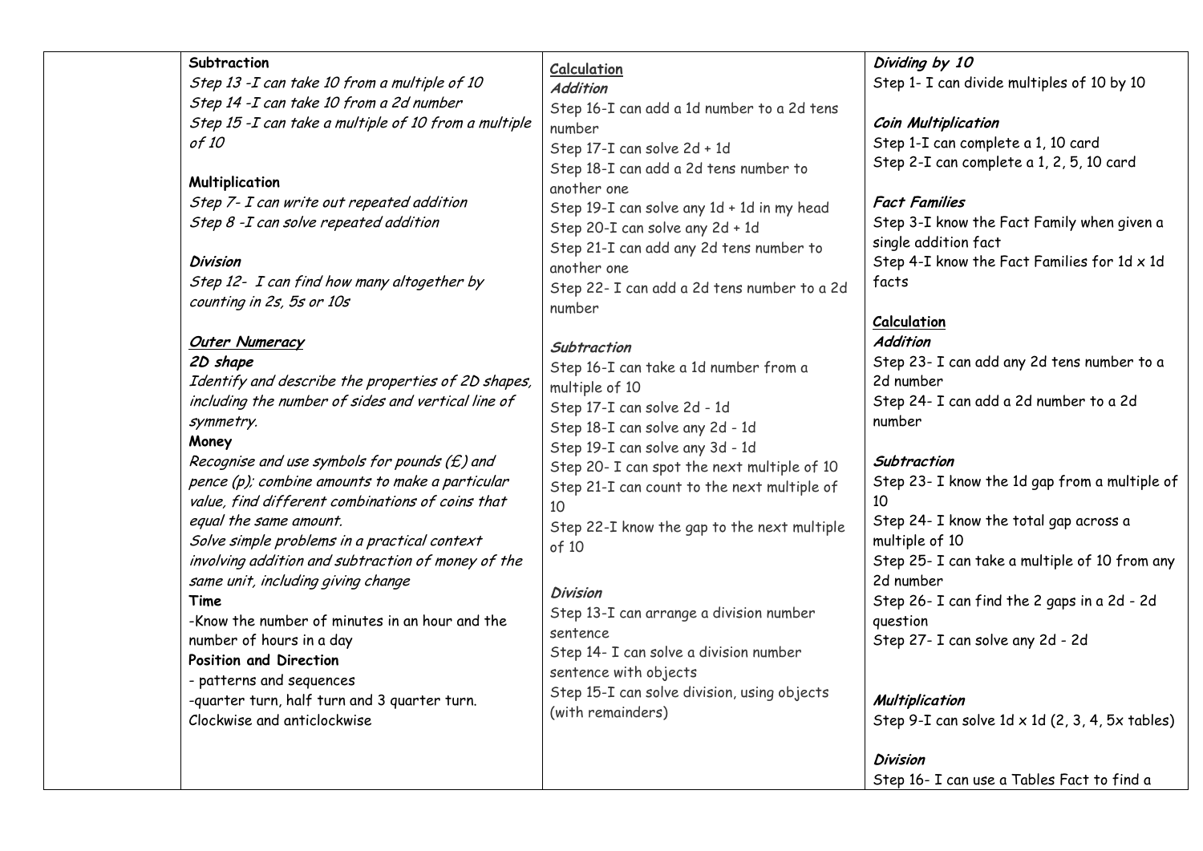| | | | |
|---|---|---|---|
| | **Subtraction**<br>*Step 13 -I can take 10 from a multiple of 10*<br>*Step 14 -I can take 10 from a 2d number*<br>*Step 15 -I can take a multiple of 10 from a multiple of 10*<br><br>**Multiplication**<br>*Step 7- I can write out repeated addition*<br>*Step 8 -I can solve repeated addition*<br><br>***Division***<br>*Step 12- I can find how many altogether by counting in 2s, 5s or 10s*<br><br>***<u>Outer Numeracy</u>***<br>***2D shape***<br>*Identify and describe the properties of 2D shapes, including the number of sides and vertical line of symmetry.*<br>**Money**<br>*Recognise and use symbols for pounds (£) and pence (p); combine amounts to make a particular value, find different combinations of coins that equal the same amount.*<br>*Solve simple problems in a practical context involving addition and subtraction of money of the same unit, including giving change*<br>**Time**<br>-Know the number of minutes in an hour and the number of hours in a day<br>**Position and Direction**<br>- patterns and sequences<br>-quarter turn, half turn and 3 quarter turn. Clockwise and anticlockwise | **<u>Calculation</u>**<br>***Addition***<br>Step 16-I can add a 1d number to a 2d tens number<br>Step 17-I can solve 2d + 1d<br>Step 18-I can add a 2d tens number to another one<br>Step 19-I can solve any 1d + 1d in my head<br>Step 20-I can solve any 2d + 1d<br>Step 21-I can add any 2d tens number to another one<br>Step 22- I can add a 2d tens number to a 2d number<br><br>***Subtraction***<br>Step 16-I can take a 1d number from a multiple of 10<br>Step 17-I can solve 2d - 1d<br>Step 18-I can solve any 2d - 1d<br>Step 19-I can solve any 3d - 1d<br>Step 20- I can spot the next multiple of 10<br>Step 21-I can count to the next multiple of 10<br>Step 22-I know the gap to the next multiple of 10<br><br>***Division***<br>Step 13-I can arrange a division number sentence<br>Step 14- I can solve a division number sentence with objects<br>Step 15-I can solve division, using objects (with remainders) | ***Dividing by 10***<br>Step 1- I can divide multiples of 10 by 10<br><br>***Coin Multiplication***<br>Step 1-I can complete a 1, 10 card<br>Step 2-I can complete a 1, 2, 5, 10 card<br><br>***Fact Families***<br>Step 3-I know the Fact Family when given a single addition fact<br>Step 4-I know the Fact Families for 1d x 1d facts<br><br>**<u>Calculation</u>**<br>***Addition***<br>Step 23- I can add any 2d tens number to a 2d number<br>Step 24- I can add a 2d number to a 2d number<br><br>***Subtraction***<br>Step 23- I know the 1d gap from a multiple of 10<br>Step 24- I know the total gap across a multiple of 10<br>Step 25- I can take a multiple of 10 from any 2d number<br>Step 26- I can find the 2 gaps in a 2d - 2d question<br>Step 27- I can solve any 2d - 2d<br><br>***Multiplication***<br>Step 9-I can solve 1d x 1d (2, 3, 4, 5x tables)<br><br>***Division***<br>Step 16- I can use a Tables Fact to find a |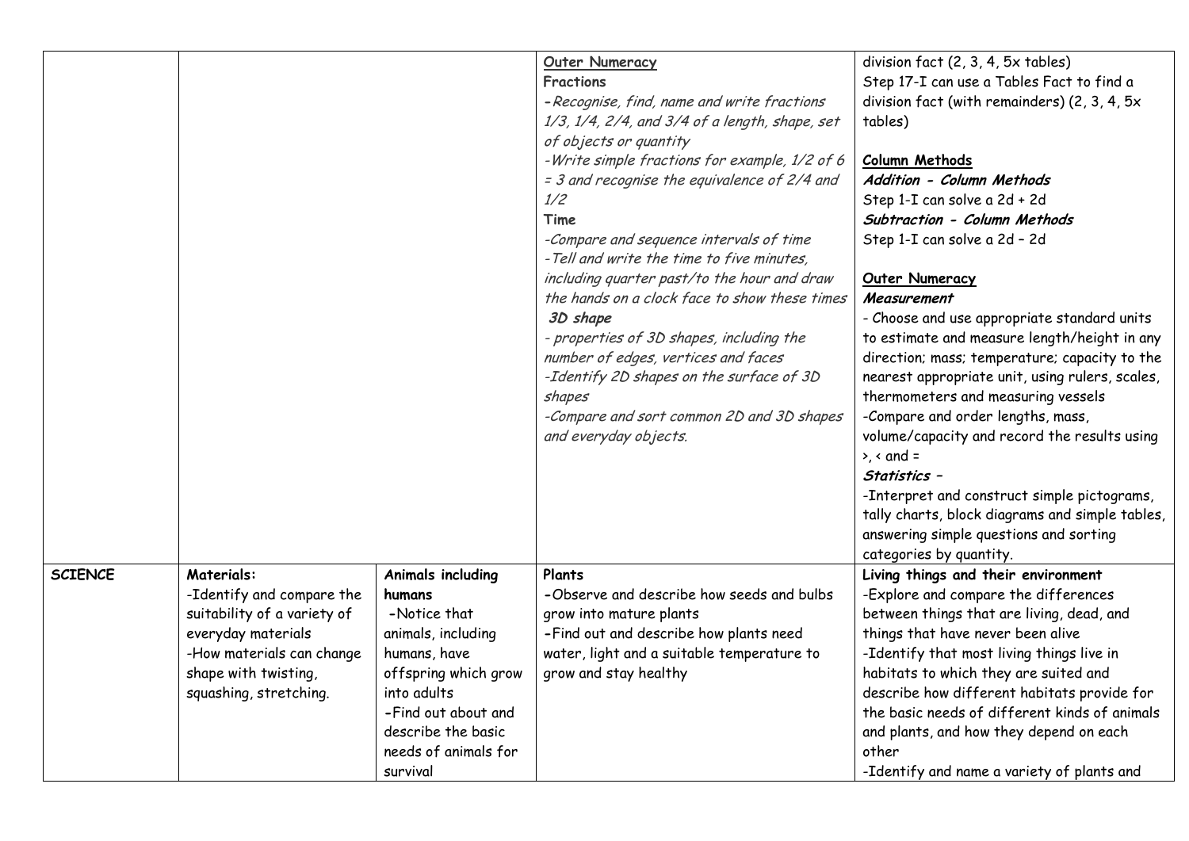|  |  |  | **Outer Numeracy**<br>**Fractions**<br>*-Recognise, find, name and write fractions 1/3, 1/4, 2/4, and 3/4 of a length, shape, set of objects or quantity*<br>*-Write simple fractions for example, 1/2 of 6 = 3 and recognise the equivalence of 2/4 and 1/2*<br>**Time**<br>*-Compare and sequence intervals of time*<br>*-Tell and write the time to five minutes, including quarter past/to the hour and draw the hands on a clock face to show these times*<br>***3D shape***<br>*- properties of 3D shapes, including the number of edges, vertices and faces*<br>*-Identify 2D shapes on the surface of 3D shapes*<br>*-Compare and sort common 2D and 3D shapes and everyday objects.* | division fact (2, 3, 4, 5x tables)<br>Step 17-I can use a Tables Fact to find a division fact (with remainders) (2, 3, 4, 5x tables)<br><br>**Column Methods**<br>***Addition - Column Methods***<br>Step 1-I can solve a 2d + 2d<br>***Subtraction - Column Methods***<br>Step 1-I can solve a 2d – 2d<br><br>**Outer Numeracy**<br>***Measurement***<br>- Choose and use appropriate standard units to estimate and measure length/height in any direction; mass; temperature; capacity to the nearest appropriate unit, using rulers, scales, thermometers and measuring vessels<br>-Compare and order lengths, mass, volume/capacity and record the results using >, < and =<br>***Statistics –***<br>-Interpret and construct simple pictograms, tally charts, block diagrams and simple tables, answering simple questions and sorting categories by quantity. |
|---|---|---|---|---|
| **SCIENCE** | **Materials:**<br>-Identify and compare the suitability of a variety of everyday materials<br>-How materials can change shape with twisting, squashing, stretching. | **Animals including humans**<br>-Notice that animals, including humans, have offspring which grow into adults<br>-Find out about and describe the basic needs of animals for survival | **Plants**<br>-Observe and describe how seeds and bulbs grow into mature plants<br>-Find out and describe how plants need water, light and a suitable temperature to grow and stay healthy | **Living things and their environment**<br>-Explore and compare the differences between things that are living, dead, and things that have never been alive<br>-Identify that most living things live in habitats to which they are suited and describe how different habitats provide for the basic needs of different kinds of animals and plants, and how they depend on each other<br>-Identify and name a variety of plants and |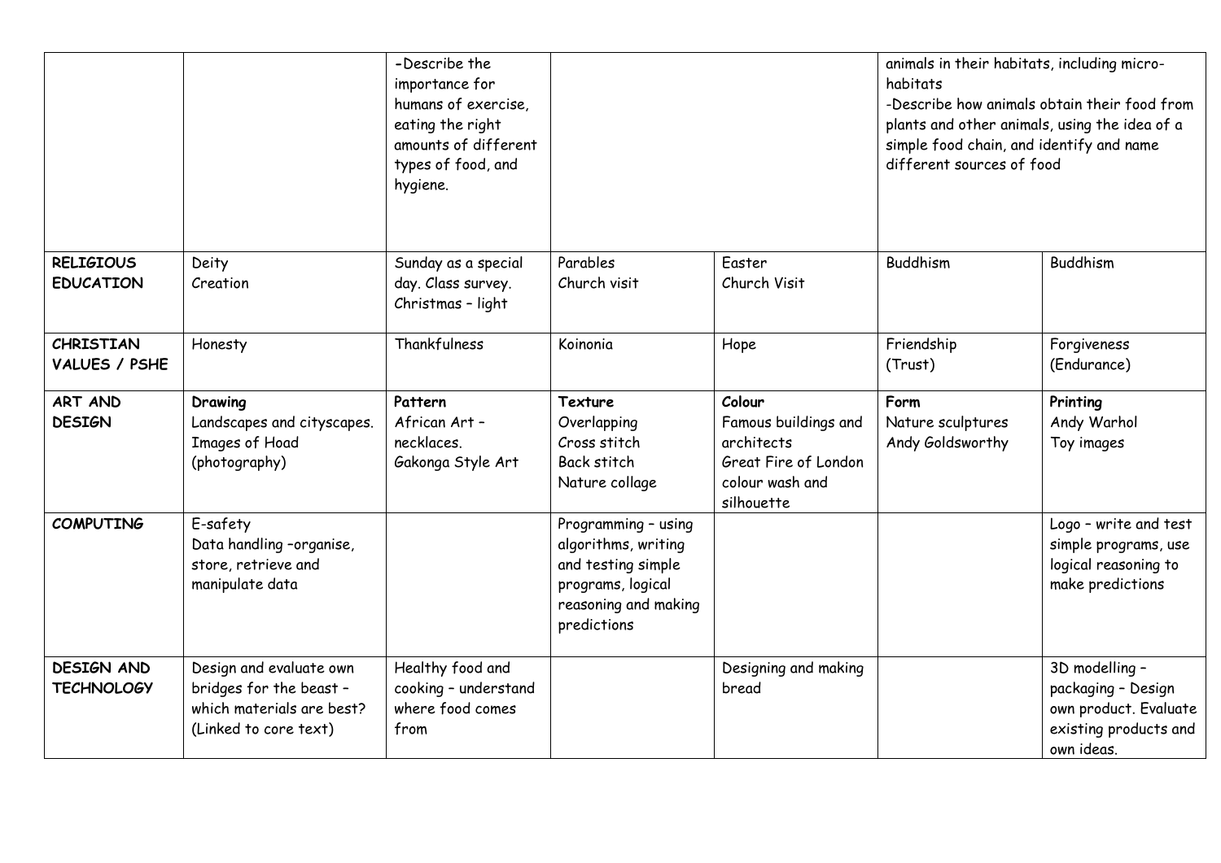| | | | | | | |
|---|---|---|---|---|---|---|
| | | -Describe the importance for humans of exercise, eating the right amounts of different types of food, and hygiene. | | | animals in their habitats, including micro-habitats<br>-Describe how animals obtain their food from plants and other animals, using the idea of a simple food chain, and identify and name different sources of food | |
| **RELIGIOUS EDUCATION** | Deity<br>Creation | Sunday as a special day. Class survey.<br>Christmas – light | Parables<br>Church visit | Easter<br>Church Visit | Buddhism | Buddhism |
| **CHRISTIAN VALUES / PSHE** | Honesty | Thankfulness | Koinonia | Hope | Friendship<br>(Trust) | Forgiveness<br>(Endurance) |
| **ART AND DESIGN** | **Drawing**<br>Landscapes and cityscapes.<br>Images of Hoad (photography) | **Pattern**<br>African Art – necklaces.<br>Gakonga Style Art | **Texture**<br>Overlapping<br>Cross stitch<br>Back stitch<br>Nature collage | **Colour**<br>Famous buildings and architects<br>Great Fire of London colour wash and silhouette | **Form**<br>Nature sculptures<br>Andy Goldsworthy | **Printing**<br>Andy Warhol<br>Toy images |
| **COMPUTING** | E-safety<br>Data handling –organise, store, retrieve and manipulate data | | Programming – using algorithms, writing and testing simple programs, logical reasoning and making predictions | | | Logo – write and test simple programs, use logical reasoning to make predictions |
| **DESIGN AND TECHNOLOGY** | Design and evaluate own bridges for the beast – which materials are best? (Linked to core text) | Healthy food and cooking – understand where food comes from | | Designing and making bread | | 3D modelling – packaging – Design own product. Evaluate existing products and own ideas. |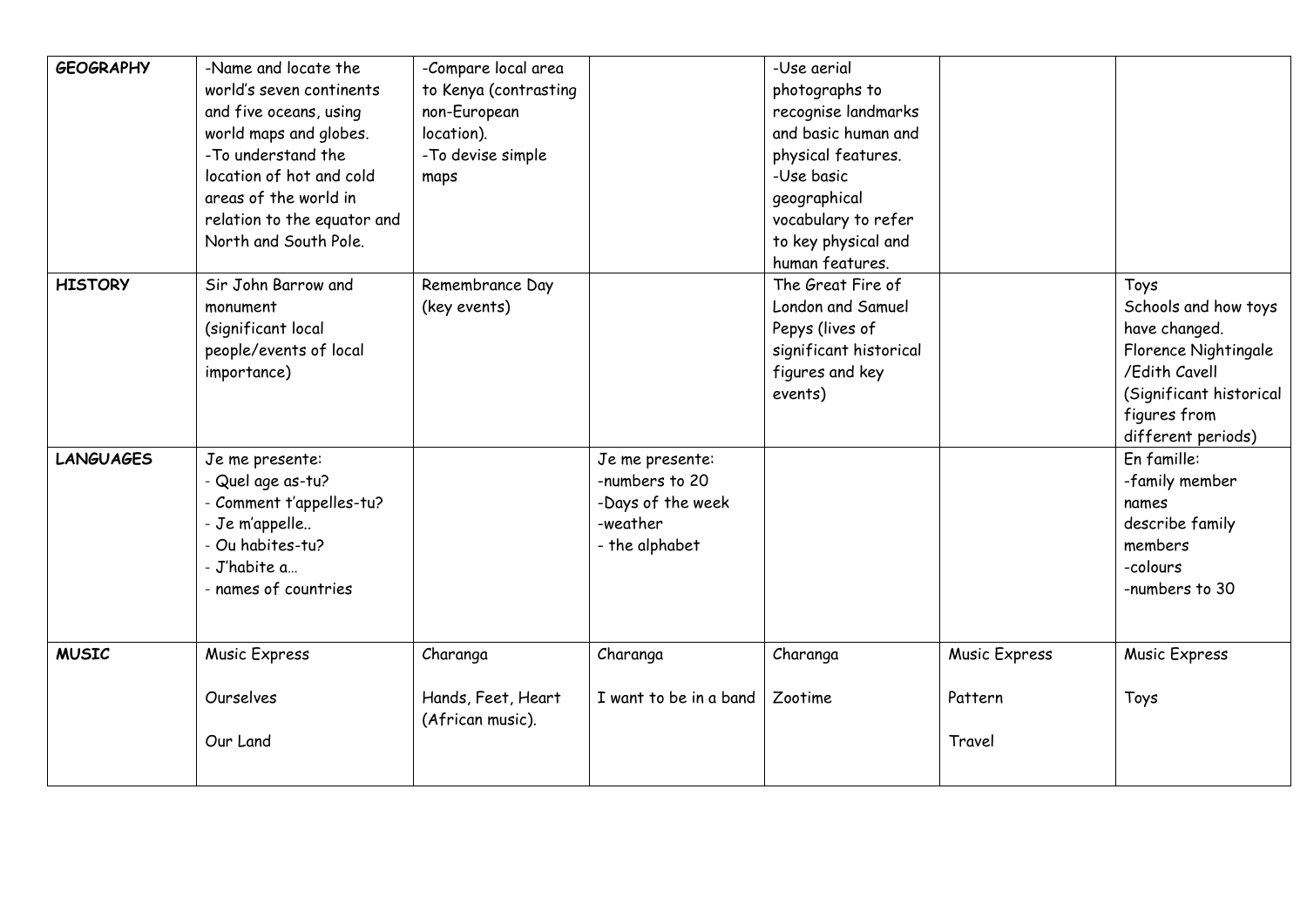| | | | | | | |
|---|---|---|---|---|---|---|
| **GEOGRAPHY** | -Name and locate the world's seven continents and five oceans, using world maps and globes.<br>-To understand the location of hot and cold areas of the world in relation to the equator and North and South Pole. | -Compare local area to Kenya (contrasting non-European location).<br>-To devise simple maps | | -Use aerial photographs to recognise landmarks and basic human and physical features.<br>-Use basic geographical vocabulary to refer to key physical and human features. | | |
| **HISTORY** | Sir John Barrow and monument (significant local people/events of local importance) | Remembrance Day (key events) | | The Great Fire of London and Samuel Pepys (lives of significant historical figures and key events) | | Toys<br>Schools and how toys have changed.<br>Florence Nightingale /Edith Cavell (Significant historical figures from different periods) |
| **LANGUAGES** | Je me presente:<br>- Quel age as-tu?<br>- Comment t'appelles-tu?<br>- Je m'appelle..<br>- Ou habites-tu?<br>- J'habite a…<br>- names of countries | | Je me presente:<br>-numbers to 20<br>-Days of the week<br>-weather<br>- the alphabet | | | En famille:<br>-family member names<br>describe family members<br>-colours<br>-numbers to 30 |
| **MUSIC** | Music Express<br><br>Ourselves<br><br>Our Land | Charanga<br><br>Hands, Feet, Heart (African music). | Charanga<br><br>I want to be in a band | Charanga<br><br>Zootime | Music Express<br><br>Pattern<br><br>Travel | Music Express<br><br>Toys |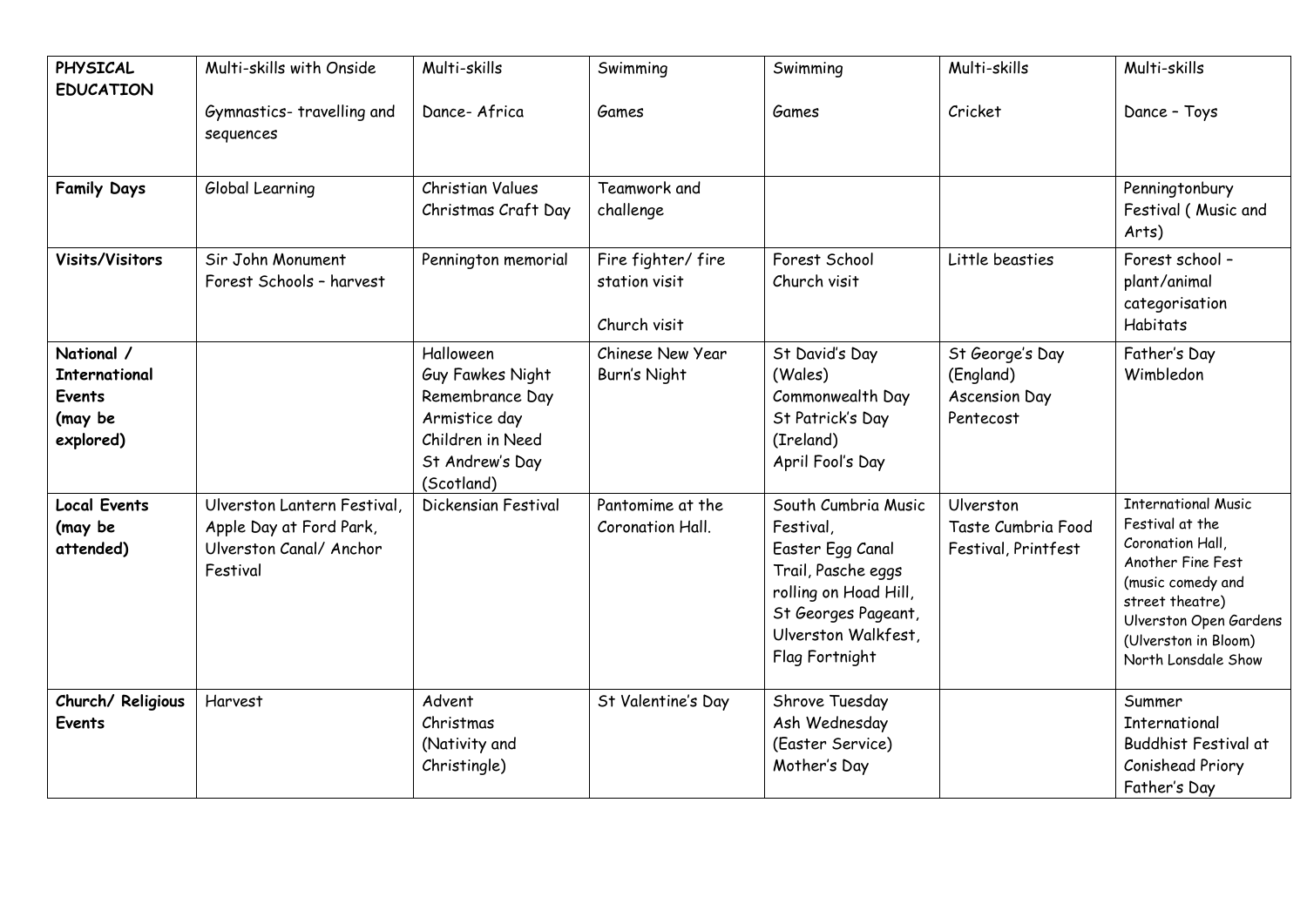| | | | | | | |
|---|---|---|---|---|---|---|
| **PHYSICAL EDUCATION** | Multi-skills with Onside<br><br>Gymnastics- travelling and sequences | Multi-skills<br><br>Dance- Africa | Swimming<br><br>Games | Swimming<br><br>Games | Multi-skills<br><br>Cricket | Multi-skills<br><br>Dance – Toys |
| **Family Days** | Global Learning | Christian Values<br>Christmas Craft Day | Teamwork and challenge | | | Penningtonbury Festival ( Music and Arts) |
| **Visits/Visitors** | Sir John Monument<br>Forest Schools – harvest | Pennington memorial | Fire fighter/ fire station visit<br><br>Church visit | Forest School<br>Church visit | Little beasties | Forest school – plant/animal categorisation<br>Habitats |
| **National / International Events (may be explored)** | | Halloween<br>Guy Fawkes Night<br>Remembrance Day<br>Armistice day<br>Children in Need<br>St Andrew's Day (Scotland) | Chinese New Year<br>Burn's Night | St David's Day (Wales)<br>Commonwealth Day<br>St Patrick's Day (Ireland)<br>April Fool's Day | St George's Day (England)<br>Ascension Day<br>Pentecost | Father's Day<br>Wimbledon |
| **Local Events (may be attended)** | Ulverston Lantern Festival, Apple Day at Ford Park, Ulverston Canal/ Anchor Festival | Dickensian Festival | Pantomime at the Coronation Hall. | South Cumbria Music Festival,<br>Easter Egg Canal Trail, Pasche eggs rolling on Hoad Hill,<br>St Georges Pageant,<br>Ulverston Walkfest,<br>Flag Fortnight | Ulverston<br>Taste Cumbria Food Festival, Printfest | International Music Festival at the Coronation Hall,<br>Another Fine Fest (music comedy and street theatre)<br>Ulverston Open Gardens (Ulverston in Bloom)<br>North Lonsdale Show |
| **Church/ Religious Events** | Harvest | Advent<br>Christmas<br>(Nativity and Christingle) | St Valentine's Day | Shrove Tuesday<br>Ash Wednesday<br>(Easter Service)<br>Mother's Day | | Summer<br>International Buddhist Festival at Conishead Priory<br>Father's Day |